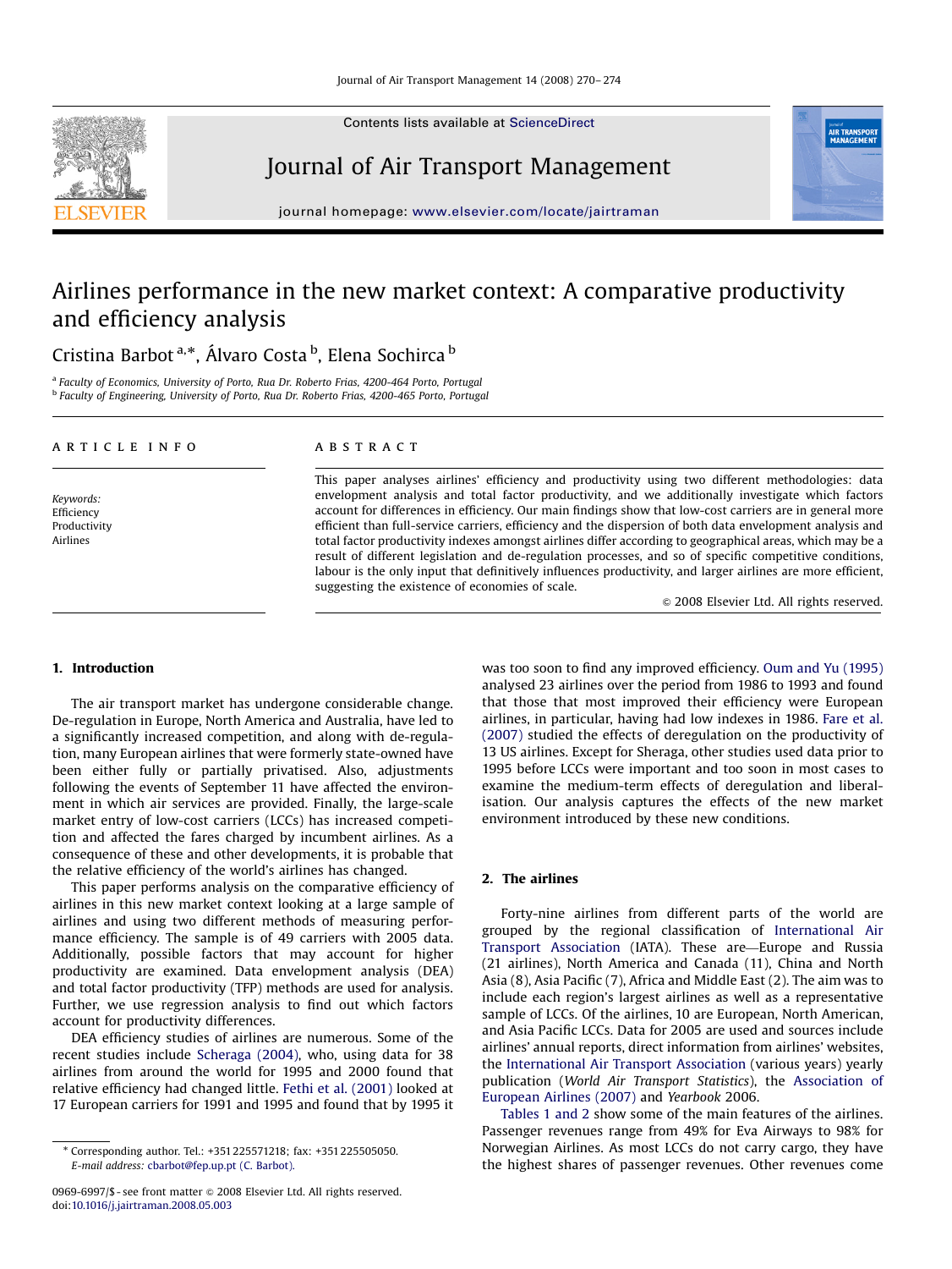# Airlines performance in the new market context: A comparative productivity and efficiency analysis

Cristina Barbot [a,*], Álvaro Costa [b], Elena Sochirca [b]

[a] Faculty of Economics, University of Porto, Rua Dr. Roberto Frias, 4200-464 Porto, Portugal
[b] Faculty of Engineering, University of Porto, Rua Dr. Roberto Frias, 4200-465 Porto, Portugal

## ARTICLE INFO

*Keywords:*
Efficiency
Productivity
Airlines

## ABSTRACT

This paper analyses airlines' efficiency and productivity using two different methodologies: data envelopment analysis and total factor productivity, and we additionally investigate which factors account for differences in efficiency. Our main findings show that low-cost carriers are in general more efficient than full-service carriers, efficiency and the dispersion of both data envelopment analysis and total factor productivity indexes amongst airlines differ according to geographical areas, which may be a result of different legislation and de-regulation processes, and so of specific competitive conditions, labour is the only input that definitively influences productivity, and larger airlines are more efficient, suggesting the existence of economies of scale.

© 2008 Elsevier Ltd. All rights reserved.

## 1. Introduction

The air transport market has undergone considerable change. De-regulation in Europe, North America and Australia, have led to a significantly increased competition, and along with de-regulation, many European airlines that were formerly state-owned have been either fully or partially privatised. Also, adjustments following the events of September 11 have affected the environment in which air services are provided. Finally, the large-scale market entry of low-cost carriers (LCCs) has increased competition and affected the fares charged by incumbent airlines. As a consequence of these and other developments, it is probable that the relative efficiency of the world's airlines has changed.

This paper performs analysis on the comparative efficiency of airlines in this new market context looking at a large sample of airlines and using two different methods of measuring performance efficiency. The sample is of 49 carriers with 2005 data. Additionally, possible factors that may account for higher productivity are examined. Data envelopment analysis (DEA) and total factor productivity (TFP) methods are used for analysis. Further, we use regression analysis to find out which factors account for productivity differences.

DEA efficiency studies of airlines are numerous. Some of the recent studies include Scheraga (2004), who, using data for 38 airlines from around the world for 1995 and 2000 found that relative efficiency had changed little. Fethi et al. (2001) looked at 17 European carriers for 1991 and 1995 and found that by 1995 it was too soon to find any improved efficiency. Oum and Yu (1995) analysed 23 airlines over the period from 1986 to 1993 and found that those that most improved their efficiency were European airlines, in particular, having had low indexes in 1986. Fare et al. (2007) studied the effects of deregulation on the productivity of 13 US airlines. Except for Sheraga, other studies used data prior to 1995 before LCCs were important and too soon in most cases to examine the medium-term effects of deregulation and liberalisation. Our analysis captures the effects of the new market environment introduced by these new conditions.

## 2. The airlines

Forty-nine airlines from different parts of the world are grouped by the regional classification of International Air Transport Association (IATA). These are—Europe and Russia (21 airlines), North America and Canada (11), China and North Asia (8), Asia Pacific (7), Africa and Middle East (2). The aim was to include each region's largest airlines as well as a representative sample of LCCs. Of the airlines, 10 are European, North American, and Asia Pacific LCCs. Data for 2005 are used and sources include airlines' annual reports, direct information from airlines' websites, the International Air Transport Association (various years) yearly publication (*World Air Transport Statistics*), the Association of European Airlines (2007) and *Yearbook* 2006.

Tables 1 and 2 show some of the main features of the airlines. Passenger revenues range from 49% for Eva Airways to 98% for Norwegian Airlines. As most LCCs do not carry cargo, they have the highest shares of passenger revenues. Other revenues come

* Corresponding author. Tel.: +351 225571218; fax: +351 225505050.
*E-mail address:* cbarbot@fep.up.pt (C. Barbot).

0969-6997/$ - see front matter © 2008 Elsevier Ltd. All rights reserved.
doi:10.1016/j.jairtraman.2008.05.003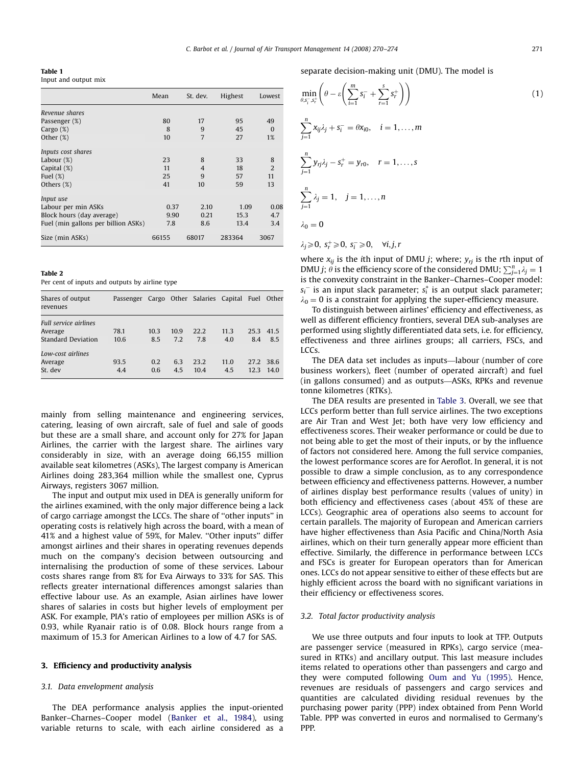**Table 1**
Input and output mix

| | Mean | St. dev. | Highest | Lowest |
|---|---|---|---|---|
| *Revenue shares* | | | | |
| Passenger (%) | 80 | 17 | 95 | 49 |
| Cargo (%) | 8 | 9 | 45 | 0 |
| Other (%) | 10 | 7 | 27 | 1% |
| *Inputs cost shares* | | | | |
| Labour (%) | 23 | 8 | 33 | 8 |
| Capital (%) | 11 | 4 | 18 | 2 |
| Fuel (%) | 25 | 9 | 57 | 11 |
| Others (%) | 41 | 10 | 59 | 13 |
| *Input use* | | | | |
| Labour per min ASKs | 0.37 | 2.10 | 1.09 | 0.08 |
| Block hours (day average) | 9.90 | 0.21 | 15.3 | 4.7 |
| Fuel (min gallons per billion ASKs) | 7.8 | 8.6 | 13.4 | 3.4 |
| Size (min ASKs) | 66155 | 68017 | 283364 | 3067 |

**Table 2**
Per cent of inputs and outputs by airline type

| Shares of output revenues | Passenger | Cargo | Other | Salaries | Capital | Fuel | Other |
|---|---|---|---|---|---|---|---|
| *Full service airlines* | | | | | | | |
| Average | 78.1 | 10.3 | 10.9 | 22.2 | 11.3 | 25.3 | 41.5 |
| Standard Deviation | 10.6 | 8.5 | 7.2 | 7.8 | 4.0 | 8.4 | 8.5 |
| *Low-cost airlines* | | | | | | | |
| Average | 93.5 | 0.2 | 6.3 | 23.2 | 11.0 | 27.2 | 38.6 |
| St. dev | 4.4 | 0.6 | 4.5 | 10.4 | 4.5 | 12.3 | 14.0 |

mainly from selling maintenance and engineering services, catering, leasing of own aircraft, sale of fuel and sale of goods but these are a small share, and account only for 27% for Japan Airlines, the carrier with the largest share. The airlines vary considerably in size, with an average doing 66,155 million available seat kilometres (ASKs), The largest company is American Airlines doing 283,364 million while the smallest one, Cyprus Airways, registers 3067 million.

The input and output mix used in DEA is generally uniform for the airlines examined, with the only major difference being a lack of cargo carriage amongst the LCCs. The share of "other inputs" in operating costs is relatively high across the board, with a mean of 41% and a highest value of 59%, for Malev. "Other inputs" differ amongst airlines and their shares in operating revenues depends much on the company's decision between outsourcing and internalising the production of some of these services. Labour costs shares range from 8% for Eva Airways to 33% for SAS. This reflects greater international differences amongst salaries than effective labour use. As an example, Asian airlines have lower shares of salaries in costs but higher levels of employment per ASK. For example, PIA's ratio of employees per million ASKs is of 0.93, while Ryanair ratio is of 0.08. Block hours range from a maximum of 15.3 for American Airlines to a low of 4.7 for SAS.

## 3. Efficiency and productivity analysis

### 3.1. Data envelopment analysis

The DEA performance analysis applies the input-oriented Banker–Charnes–Cooper model (Banker et al., 1984), using variable returns to scale, with each airline considered as a separate decision-making unit (DMU). The model is

$$\min_{\theta, s_i^-, s_r^+} \left( \theta - \varepsilon \left( \sum_{i=1}^{m} s_i^- + \sum_{r=1}^{s} s_r^+ \right) \right) \tag{1}$$

$$\sum_{j=1}^{n} x_{ij}\lambda_j + s_i^- = \theta x_{i0}, \quad i = 1, \ldots, m$$

$$\sum_{j=1}^{n} y_{rj}\lambda_j - s_r^+ = y_{r0}, \quad r = 1, \ldots, s$$

$$\sum_{j=1}^{n} \lambda_j = 1, \quad j = 1, \ldots, n$$

$$\lambda_0 = 0$$

$$\lambda_j \geqslant 0,\ s_r^+ \geqslant 0,\ s_i^- \geqslant 0, \quad \forall i, j, r$$

where $x_{ij}$ is the $i$th input of DMU $j$; where; $y_{rj}$ is the $r$th input of DMU $j$; $\theta$ is the efficiency score of the considered DMU; $\sum_{j=1}^{n} \lambda_j = 1$ is the convexity constraint in the Banker–Charnes–Cooper model: $s_i^-$ is an input slack parameter; $s_i^+$ is an output slack parameter; $\lambda_0 = 0$ is a constraint for applying the super-efficiency measure.

To distinguish between airlines' efficiency and effectiveness, as well as different efficiency frontiers, several DEA sub-analyses are performed using slightly differentiated data sets, i.e. for efficiency, effectiveness and three airlines groups; all carriers, FSCs, and LCCs.

The DEA data set includes as inputs—labour (number of core business workers), fleet (number of operated aircraft) and fuel (in gallons consumed) and as outputs—ASKs, RPKs and revenue tonne kilometres (RTKs).

The DEA results are presented in Table 3. Overall, we see that LCCs perform better than full service airlines. The two exceptions are Air Tran and West Jet; both have very low efficiency and effectiveness scores. Their weaker performance or could be due to not being able to get the most of their inputs, or by the influence of factors not considered here. Among the full service companies, the lowest performance scores are for Aeroflot. In general, it is not possible to draw a simple conclusion, as to any correspondence between efficiency and effectiveness patterns. However, a number of airlines display best performance results (values of unity) in both efficiency and effectiveness cases (about 45% of these are LCCs). Geographic area of operations also seems to account for certain parallels. The majority of European and American carriers have higher effectiveness than Asia Pacific and China/North Asia airlines, which on their turn generally appear more efficient than effective. Similarly, the difference in performance between LCCs and FSCs is greater for European operators than for American ones. LCCs do not appear sensitive to either of these effects but are highly efficient across the board with no significant variations in their efficiency or effectiveness scores.

### 3.2. Total factor productivity analysis

We use three outputs and four inputs to look at TFP. Outputs are passenger service (measured in RPKs), cargo service (measured in RTKs) and ancillary output. This last measure includes items related to operations other than passengers and cargo and they were computed following Oum and Yu (1995). Hence, revenues are residuals of passengers and cargo services and quantities are calculated dividing residual revenues by the purchasing power parity (PPP) index obtained from Penn World Table. PPP was converted in euros and normalised to Germany's PPP.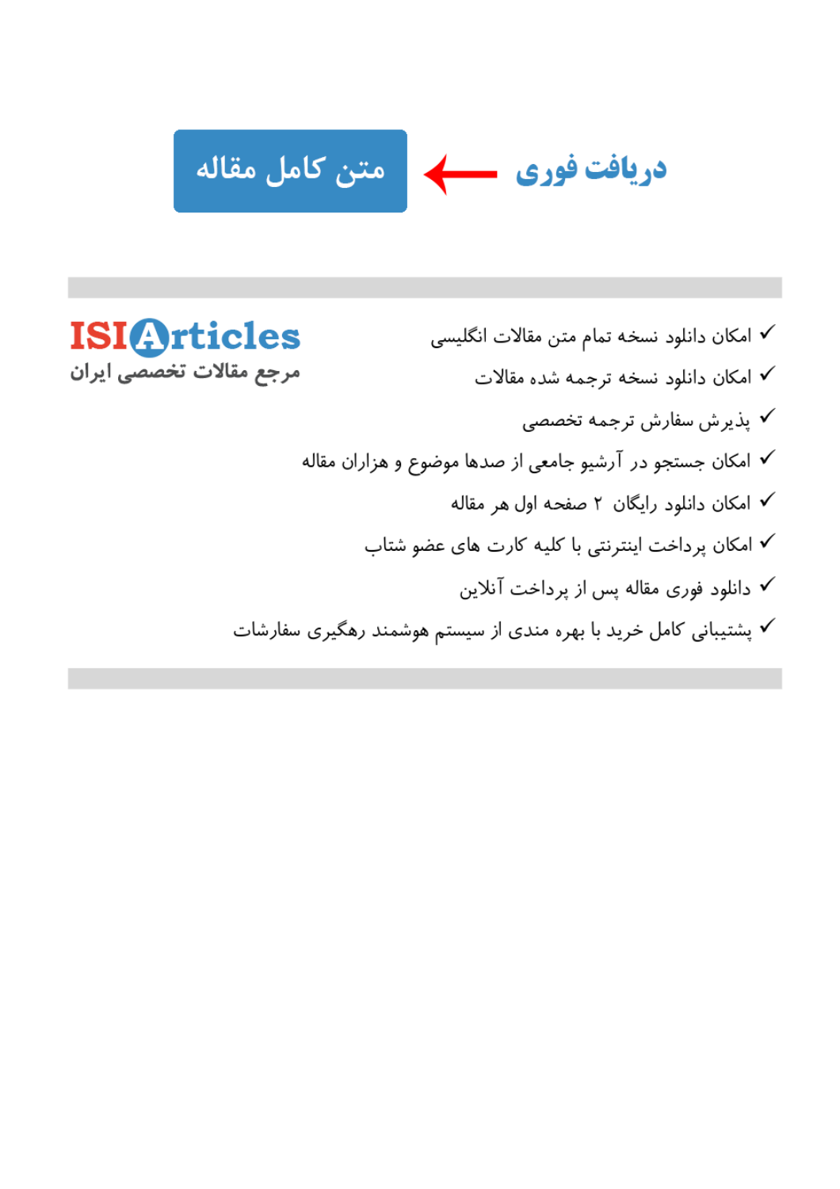دریافت فوری ← **متن کامل مقاله**

**ISIArticles**
مرجع مقالات تخصصی ایران

- ✓ امکان دانلود نسخه تمام متن مقالات انگلیسی
- ✓ امکان دانلود نسخه ترجمه شده مقالات
- ✓ پذیرش سفارش ترجمه تخصصی
- ✓ امکان جستجو در آرشیو جامعی از صدها موضوع و هزاران مقاله
- ✓ امکان دانلود رایگان ۲ صفحه اول هر مقاله
- ✓ امکان پرداخت اینترنتی با کلیه کارت های عضو شتاب
- ✓ دانلود فوری مقاله پس از پرداخت آنلاین
- ✓ پشتیبانی کامل خرید با بهره مندی از سیستم هوشمند رهگیری سفارشات